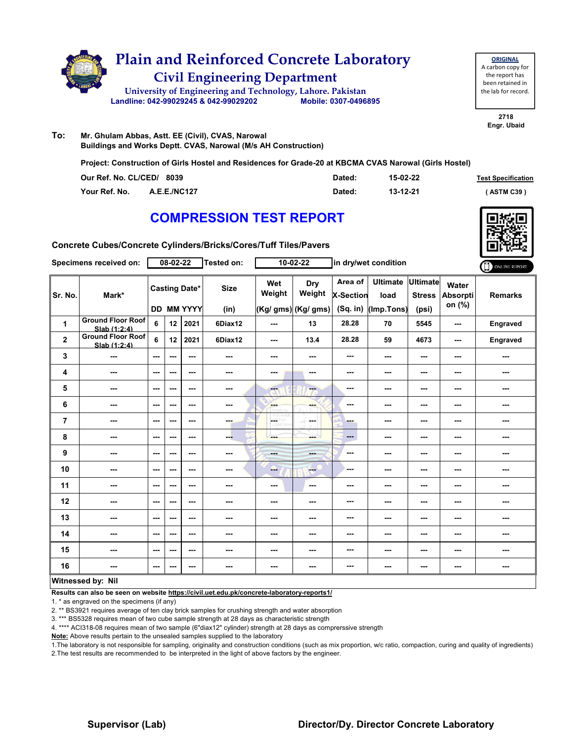# Plain and Reinforced Concrete Laboratory

## Civil Engineering Department

University of Engineering and Technology, Lahore. Pakistan

Landline: 042-99029245 & 042-99029202 Mobile: 0307-0496895

**ORIGINAL**
A carbon copy for the report has been retained in the lab for record.

2718
Engr. Ubaid

**To:** Mr. Ghulam Abbas, Astt. EE (Civil), CVAS, Narowal
Buildings and Works Deptt. CVAS, Narowal (M/s AH Construction)

**Project: Construction of Girls Hostel and Residences for Grade-20 at KBCMA CVAS Narowal (Girls Hostel)**

| | | | |
|---|---|---|---|
| Our Ref. No. CL/CED/ 8039 | Dated: | 15-02-22 | Test Specification |
| Your Ref. No. A.E.E./NC127 | Dated: | 13-12-21 | ( ASTM C39 ) |

# COMPRESSION TEST REPORT

**Concrete Cubes/Concrete Cylinders/Bricks/Cores/Tuff Tiles/Pavers**

Specimens received on: 08-02-22 Tested on: 10-02-22 in dry/wet condition

ONLINE REPORT

| Sr. No. | Mark* | Casting Date* DD | MM | YYYY | Size (in) | Wet Weight (Kg/ gms) | Dry Weight (Kg/ gms) | Area of X-Section (Sq. in) | Ultimate load (Imp.Tons) | Ultimate Stress (psi) | Water Absorption (%) | Remarks |
|---|---|---|---|---|---|---|---|---|---|---|---|---|
| 1 | Ground Floor Roof Slab (1:2:4) | 6 | 12 | 2021 | 6Diax12 | --- | 13 | 28.28 | 70 | 5545 | --- | Engraved |
| 2 | Ground Floor Roof Slab (1:2:4) | 6 | 12 | 2021 | 6Diax12 | --- | 13.4 | 28.28 | 59 | 4673 | --- | Engraved |
| 3 | --- | --- | --- | --- | --- | --- | --- | --- | --- | --- | --- | --- |
| 4 | --- | --- | --- | --- | --- | --- | --- | --- | --- | --- | --- | --- |
| 5 | --- | --- | --- | --- | --- | --- | --- | --- | --- | --- | --- | --- |
| 6 | --- | --- | --- | --- | --- | --- | --- | --- | --- | --- | --- | --- |
| 7 | --- | --- | --- | --- | --- | --- | --- | --- | --- | --- | --- | --- |
| 8 | --- | --- | --- | --- | --- | --- | --- | --- | --- | --- | --- | --- |
| 9 | --- | --- | --- | --- | --- | --- | --- | --- | --- | --- | --- | --- |
| 10 | --- | --- | --- | --- | --- | --- | --- | --- | --- | --- | --- | --- |
| 11 | --- | --- | --- | --- | --- | --- | --- | --- | --- | --- | --- | --- |
| 12 | --- | --- | --- | --- | --- | --- | --- | --- | --- | --- | --- | --- |
| 13 | --- | --- | --- | --- | --- | --- | --- | --- | --- | --- | --- | --- |
| 14 | --- | --- | --- | --- | --- | --- | --- | --- | --- | --- | --- | --- |
| 15 | --- | --- | --- | --- | --- | --- | --- | --- | --- | --- | --- | --- |
| 16 | --- | --- | --- | --- | --- | --- | --- | --- | --- | --- | --- | --- |

**Witnessed by: Nil**

**Results can also be seen on website https://civil.uet.edu.pk/concrete-laboratory-reports1/**

1. * as engraved on the specimens (if any)
2. ** BS3921 requires average of ten clay brick samples for crushing strength and water absorption
3. *** BS5328 requires mean of two cube sample strength at 28 days as characteristic strength
4. **** ACI318-08 requires mean of two sample (6"diax12" cylinder) strength at 28 days as comprerssive strength

**Note:** Above results pertain to the unsealed samples supplied to the laboratory

1. The laboratory is not responsible for sampling, originality and construction conditions (such as mix proportion, w/c ratio, compaction, curing and quality of ingredients)
2. The test results are recommended to be interpreted in the light of above factors by the engineer.

**Supervisor (Lab)** **Director/Dy. Director Concrete Laboratory**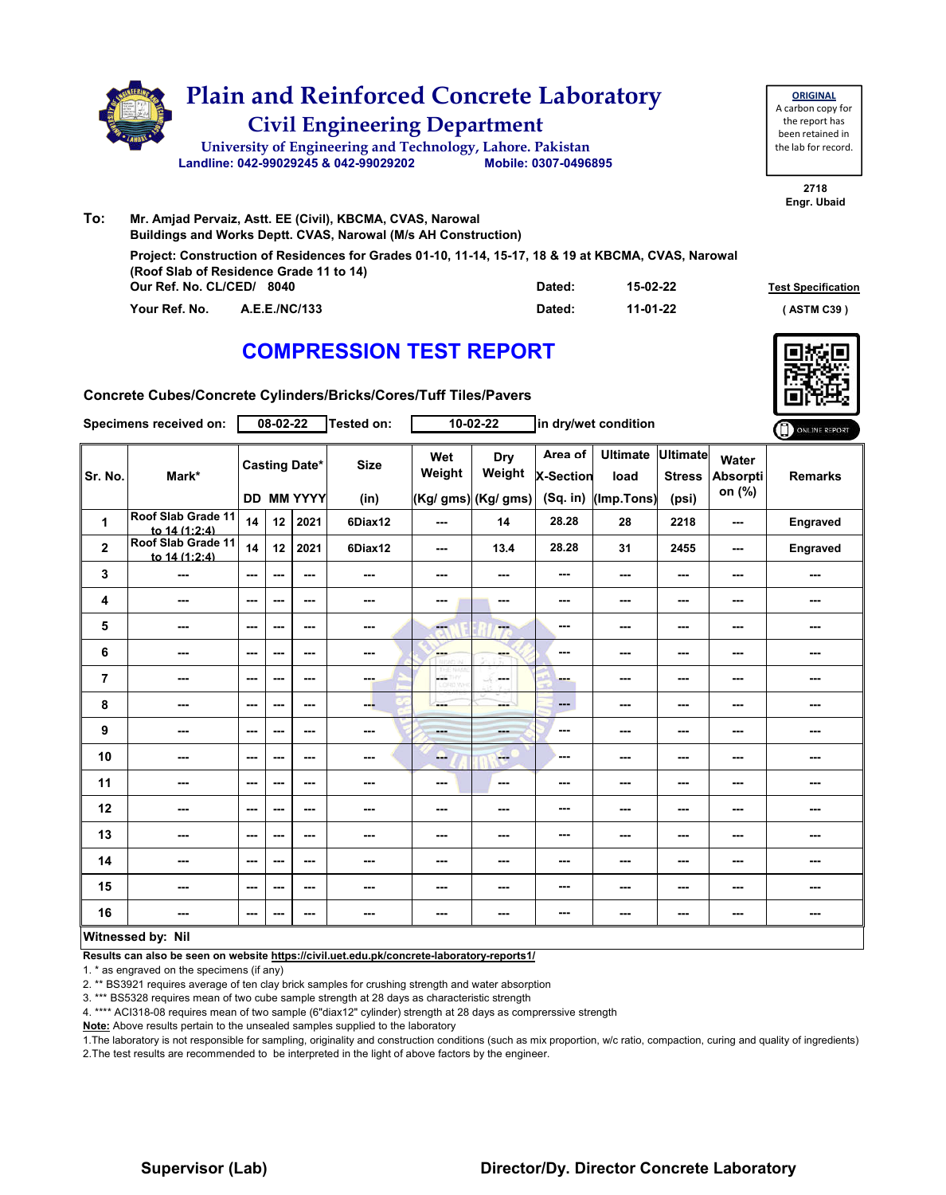# Plain and Reinforced Concrete Laboratory

## Civil Engineering Department

University of Engineering and Technology, Lahore. Pakistan

Landline: 042-99029245 & 042-99029202 Mobile: 0307-0496895

**ORIGINAL**
A carbon copy for the report has been retained in the lab for record.

2718
Engr. Ubaid

**To:** Mr. Amjad Pervaiz, Astt. EE (Civil), KBCMA, CVAS, Narowal
Buildings and Works Deptt. CVAS, Narowal (M/s AH Construction)

Project: Construction of Residences for Grades 01-10, 11-14, 15-17, 18 & 19 at KBCMA, CVAS, Narowal (Roof Slab of Residence Grade 11 to 14)

Our Ref. No. CL/CED/ 8040 Dated: 15-02-22 **Test Specification**

Your Ref. No. A.E.E./NC/133 Dated: 11-01-22 ( ASTM C39 )

# COMPRESSION TEST REPORT

Concrete Cubes/Concrete Cylinders/Bricks/Cores/Tuff Tiles/Pavers

Specimens received on: 08-02-22 Tested on: 10-02-22 in dry/wet condition

| Sr. No. | Mark* | Casting Date* DD | MM | YYYY | Size (in) | Wet Weight (Kg/ gms) | Dry Weight (Kg/ gms) | Area of X-Section (Sq. in) | Ultimate load (Imp.Tons) | Ultimate Stress (psi) | Water Absorption (%) | Remarks |
|---|---|---|---|---|---|---|---|---|---|---|---|---|
| 1 | Roof Slab Grade 11 to 14 (1:2:4) | 14 | 12 | 2021 | 6Diax12 | --- | 14 | 28.28 | 28 | 2218 | --- | Engraved |
| 2 | Roof Slab Grade 11 to 14 (1:2:4) | 14 | 12 | 2021 | 6Diax12 | --- | 13.4 | 28.28 | 31 | 2455 | --- | Engraved |
| 3 | --- | --- | --- | --- | --- | --- | --- | --- | --- | --- | --- | --- |
| 4 | --- | --- | --- | --- | --- | --- | --- | --- | --- | --- | --- | --- |
| 5 | --- | --- | --- | --- | --- | --- | --- | --- | --- | --- | --- | --- |
| 6 | --- | --- | --- | --- | --- | --- | --- | --- | --- | --- | --- | --- |
| 7 | --- | --- | --- | --- | --- | --- | --- | --- | --- | --- | --- | --- |
| 8 | --- | --- | --- | --- | --- | --- | --- | --- | --- | --- | --- | --- |
| 9 | --- | --- | --- | --- | --- | --- | --- | --- | --- | --- | --- | --- |
| 10 | --- | --- | --- | --- | --- | --- | --- | --- | --- | --- | --- | --- |
| 11 | --- | --- | --- | --- | --- | --- | --- | --- | --- | --- | --- | --- |
| 12 | --- | --- | --- | --- | --- | --- | --- | --- | --- | --- | --- | --- |
| 13 | --- | --- | --- | --- | --- | --- | --- | --- | --- | --- | --- | --- |
| 14 | --- | --- | --- | --- | --- | --- | --- | --- | --- | --- | --- | --- |
| 15 | --- | --- | --- | --- | --- | --- | --- | --- | --- | --- | --- | --- |
| 16 | --- | --- | --- | --- | --- | --- | --- | --- | --- | --- | --- | --- |

**Witnessed by: Nil**

**Results can also be seen on website https://civil.uet.edu.pk/concrete-laboratory-reports1/**

1. * as engraved on the specimens (if any)
2. ** BS3921 requires average of ten clay brick samples for crushing strength and water absorption
3. *** BS5328 requires mean of two cube sample strength at 28 days as characteristic strength
4. **** ACI318-08 requires mean of two sample (6"diax12" cylinder) strength at 28 days as comprerssive strength

**Note:** Above results pertain to the unsealed samples supplied to the laboratory

1.The laboratory is not responsible for sampling, originality and construction conditions (such as mix proportion, w/c ratio, compaction, curing and quality of ingredients)
2.The test results are recommended to be interpreted in the light of above factors by the engineer.

**Supervisor (Lab)** **Director/Dy. Director Concrete Laboratory**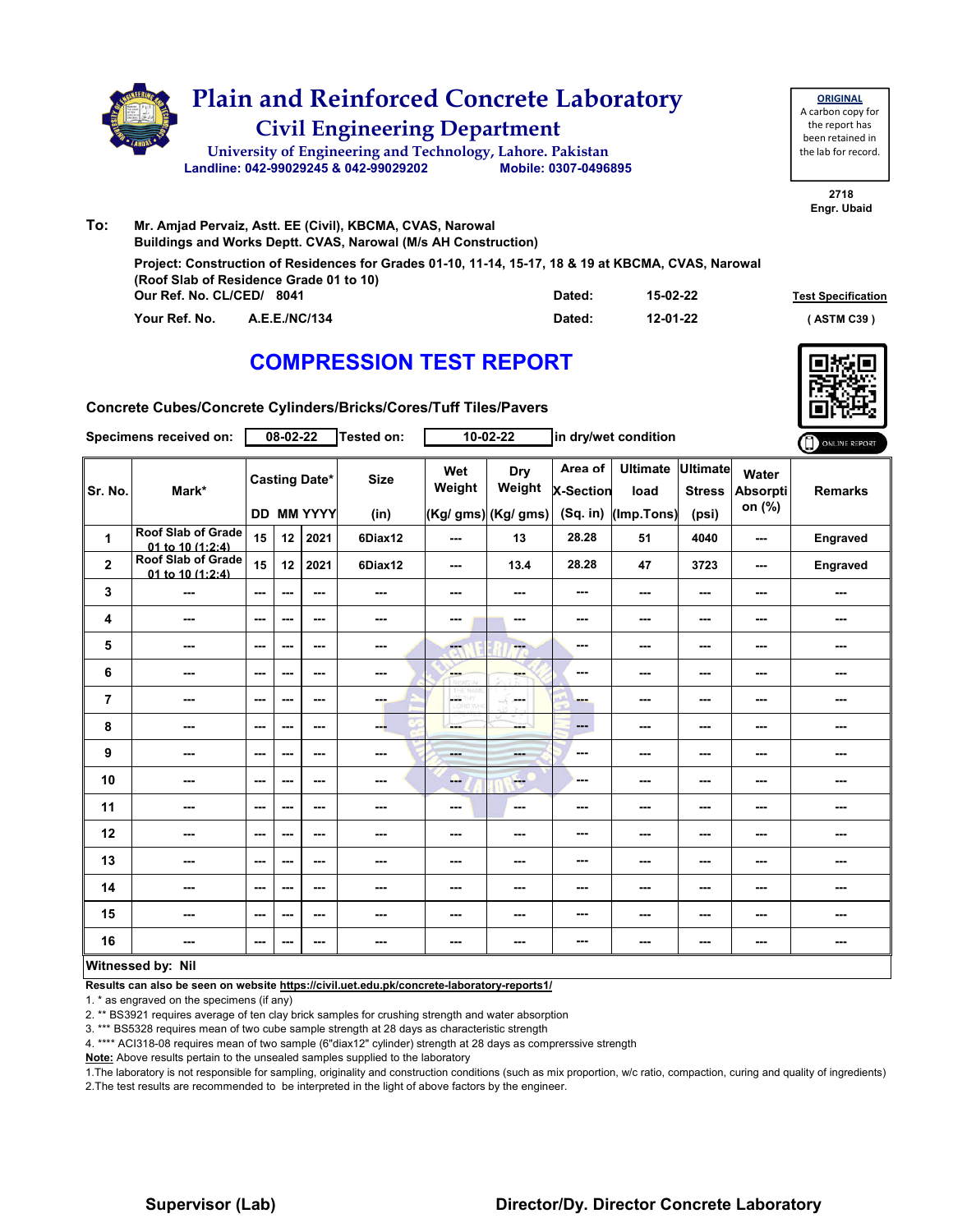# Plain and Reinforced Concrete Laboratory

## Civil Engineering Department

University of Engineering and Technology, Lahore. Pakistan

Landline: 042-99029245 & 042-99029202 Mobile: 0307-0496895

**ORIGINAL**
A carbon copy for the report has been retained in the lab for record.

2718
Engr. Ubaid

**To:** Mr. Amjad Pervaiz, Astt. EE (Civil), KBCMA, CVAS, Narowal
Buildings and Works Deptt. CVAS, Narowal (M/s AH Construction)

Project: Construction of Residences for Grades 01-10, 11-14, 15-17, 18 & 19 at KBCMA, CVAS, Narowal
(Roof Slab of Residence Grade 01 to 10)

Our Ref. No. CL/CED/ 8041 Dated: 15-02-22

Your Ref. No. A.E.E./NC/134 Dated: 12-01-22

**Test Specification**
( ASTM C39 )

## COMPRESSION TEST REPORT

Concrete Cubes/Concrete Cylinders/Bricks/Cores/Tuff Tiles/Pavers

Specimens received on: 08-02-22 Tested on: 10-02-22 in dry/wet condition

| Sr. No. | Mark* | Casting Date* | | | Size | Wet Weight | Dry Weight | Area of X-Section | Ultimate load | Ultimate Stress | Water Absorption (%) | Remarks |
|---|---|---|---|---|---|---|---|---|---|---|---|---|
| | | DD | MM | YYYY | (in) | (Kg/ gms) | (Kg/ gms) | (Sq. in) | (Imp.Tons) | (psi) | | |
| 1 | Roof Slab of Grade 01 to 10 (1:2:4) | 15 | 12 | 2021 | 6Diax12 | --- | 13 | 28.28 | 51 | 4040 | --- | Engraved |
| 2 | Roof Slab of Grade 01 to 10 (1:2:4) | 15 | 12 | 2021 | 6Diax12 | --- | 13.4 | 28.28 | 47 | 3723 | --- | Engraved |
| 3 | --- | --- | --- | --- | --- | --- | --- | --- | --- | --- | --- | --- |
| 4 | --- | --- | --- | --- | --- | --- | --- | --- | --- | --- | --- | --- |
| 5 | --- | --- | --- | --- | --- | --- | --- | --- | --- | --- | --- | --- |
| 6 | --- | --- | --- | --- | --- | --- | --- | --- | --- | --- | --- | --- |
| 7 | --- | --- | --- | --- | --- | --- | --- | --- | --- | --- | --- | --- |
| 8 | --- | --- | --- | --- | --- | --- | --- | --- | --- | --- | --- | --- |
| 9 | --- | --- | --- | --- | --- | --- | --- | --- | --- | --- | --- | --- |
| 10 | --- | --- | --- | --- | --- | --- | --- | --- | --- | --- | --- | --- |
| 11 | --- | --- | --- | --- | --- | --- | --- | --- | --- | --- | --- | --- |
| 12 | --- | --- | --- | --- | --- | --- | --- | --- | --- | --- | --- | --- |
| 13 | --- | --- | --- | --- | --- | --- | --- | --- | --- | --- | --- | --- |
| 14 | --- | --- | --- | --- | --- | --- | --- | --- | --- | --- | --- | --- |
| 15 | --- | --- | --- | --- | --- | --- | --- | --- | --- | --- | --- | --- |
| 16 | --- | --- | --- | --- | --- | --- | --- | --- | --- | --- | --- | --- |

**Witnessed by: Nil**

**Results can also be seen on website https://civil.uet.edu.pk/concrete-laboratory-reports1/**

1. * as engraved on the specimens (if any)
2. ** BS3921 requires average of ten clay brick samples for crushing strength and water absorption
3. *** BS5328 requires mean of two cube sample strength at 28 days as characteristic strength
4. **** ACI318-08 requires mean of two sample (6"diax12" cylinder) strength at 28 days as comprerssive strength

**Note:** Above results pertain to the unsealed samples supplied to the laboratory

1.The laboratory is not responsible for sampling, originality and construction conditions (such as mix proportion, w/c ratio, compaction, curing and quality of ingredients)
2.The test results are recommended to be interpreted in the light of above factors by the engineer.

**Supervisor (Lab)** **Director/Dy. Director Concrete Laboratory**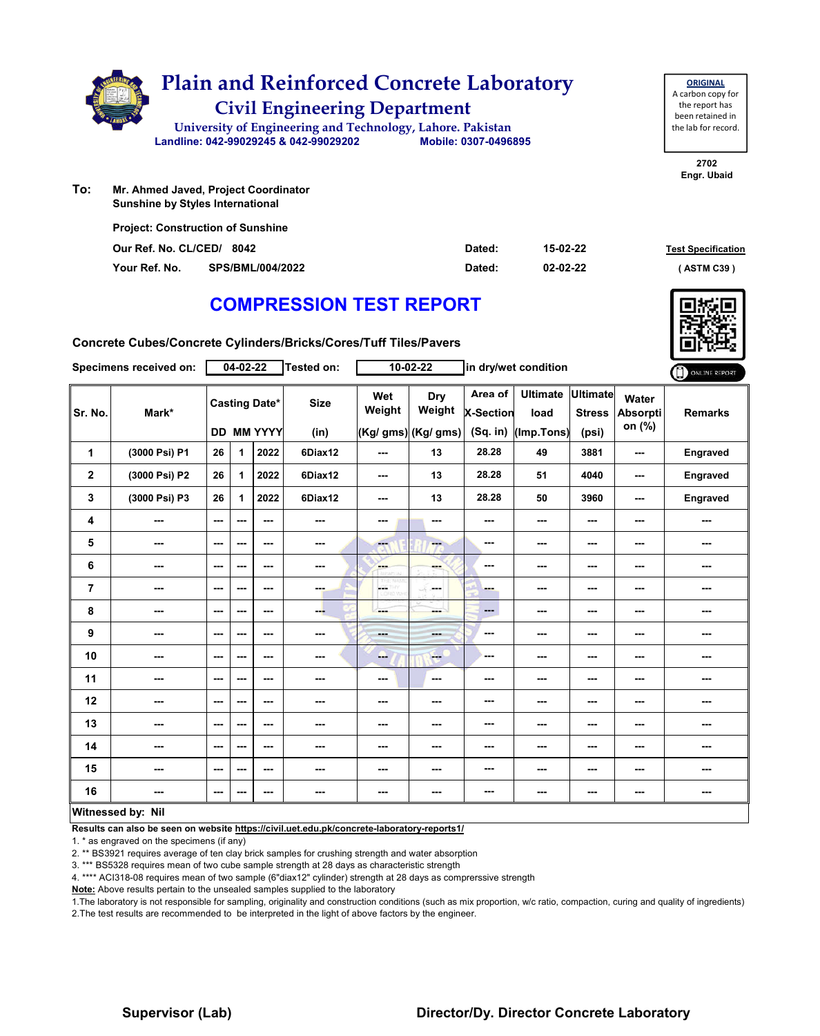# Plain and Reinforced Concrete Laboratory

## Civil Engineering Department

University of Engineering and Technology, Lahore. Pakistan

Landline: 042-99029245 & 042-99029202 Mobile: 0307-0496895

**ORIGINAL**
A carbon copy for the report has been retained in the lab for record.

2702
Engr. Ubaid

**To:** Mr. Ahmed Javed, Project Coordinator
Sunshine by Styles International

Project: Construction of Sunshine

Our Ref. No. CL/CED/ 8042 Dated: 15-02-22

Your Ref. No. SPS/BML/004/2022 Dated: 02-02-22

Test Specification ( ASTM C39 )

## COMPRESSION TEST REPORT

Concrete Cubes/Concrete Cylinders/Bricks/Cores/Tuff Tiles/Pavers

Specimens received on: 04-02-22 Tested on: 10-02-22 in dry/wet condition

| Sr. No. | Mark* | Casting Date* | | | Size | Wet Weight | Dry Weight | Area of X-Section | Ultimate load | Ultimate Stress | Water Absorption (%) | Remarks |
|---|---|---|---|---|---|---|---|---|---|---|---|---|
| | | DD | MM | YYYY | (in) | (Kg/ gms) | (Kg/ gms) | (Sq. in) | (Imp.Tons) | (psi) | | |
| 1 | (3000 Psi) P1 | 26 | 1 | 2022 | 6Diax12 | --- | 13 | 28.28 | 49 | 3881 | --- | Engraved |
| 2 | (3000 Psi) P2 | 26 | 1 | 2022 | 6Diax12 | --- | 13 | 28.28 | 51 | 4040 | --- | Engraved |
| 3 | (3000 Psi) P3 | 26 | 1 | 2022 | 6Diax12 | --- | 13 | 28.28 | 50 | 3960 | --- | Engraved |
| 4 | --- | --- | --- | --- | --- | --- | --- | --- | --- | --- | --- | --- |
| 5 | --- | --- | --- | --- | --- | --- | --- | --- | --- | --- | --- | --- |
| 6 | --- | --- | --- | --- | --- | --- | --- | --- | --- | --- | --- | --- |
| 7 | --- | --- | --- | --- | --- | --- | --- | --- | --- | --- | --- | --- |
| 8 | --- | --- | --- | --- | --- | --- | --- | --- | --- | --- | --- | --- |
| 9 | --- | --- | --- | --- | --- | --- | --- | --- | --- | --- | --- | --- |
| 10 | --- | --- | --- | --- | --- | --- | --- | --- | --- | --- | --- | --- |
| 11 | --- | --- | --- | --- | --- | --- | --- | --- | --- | --- | --- | --- |
| 12 | --- | --- | --- | --- | --- | --- | --- | --- | --- | --- | --- | --- |
| 13 | --- | --- | --- | --- | --- | --- | --- | --- | --- | --- | --- | --- |
| 14 | --- | --- | --- | --- | --- | --- | --- | --- | --- | --- | --- | --- |
| 15 | --- | --- | --- | --- | --- | --- | --- | --- | --- | --- | --- | --- |
| 16 | --- | --- | --- | --- | --- | --- | --- | --- | --- | --- | --- | --- |

**Witnessed by: Nil**

**Results can also be seen on website https://civil.uet.edu.pk/concrete-laboratory-reports1/**

1. * as engraved on the specimens (if any)
2. ** BS3921 requires average of ten clay brick samples for crushing strength and water absorption
3. *** BS5328 requires mean of two cube sample strength at 28 days as characteristic strength
4. **** ACI318-08 requires mean of two sample (6"diax12" cylinder) strength at 28 days as comprerssive strength

**Note:** Above results pertain to the unsealed samples supplied to the laboratory

1.The laboratory is not responsible for sampling, originality and construction conditions (such as mix proportion, w/c ratio, compaction, curing and quality of ingredients)
2.The test results are recommended to be interpreted in the light of above factors by the engineer.

**Supervisor (Lab)** **Director/Dy. Director Concrete Laboratory**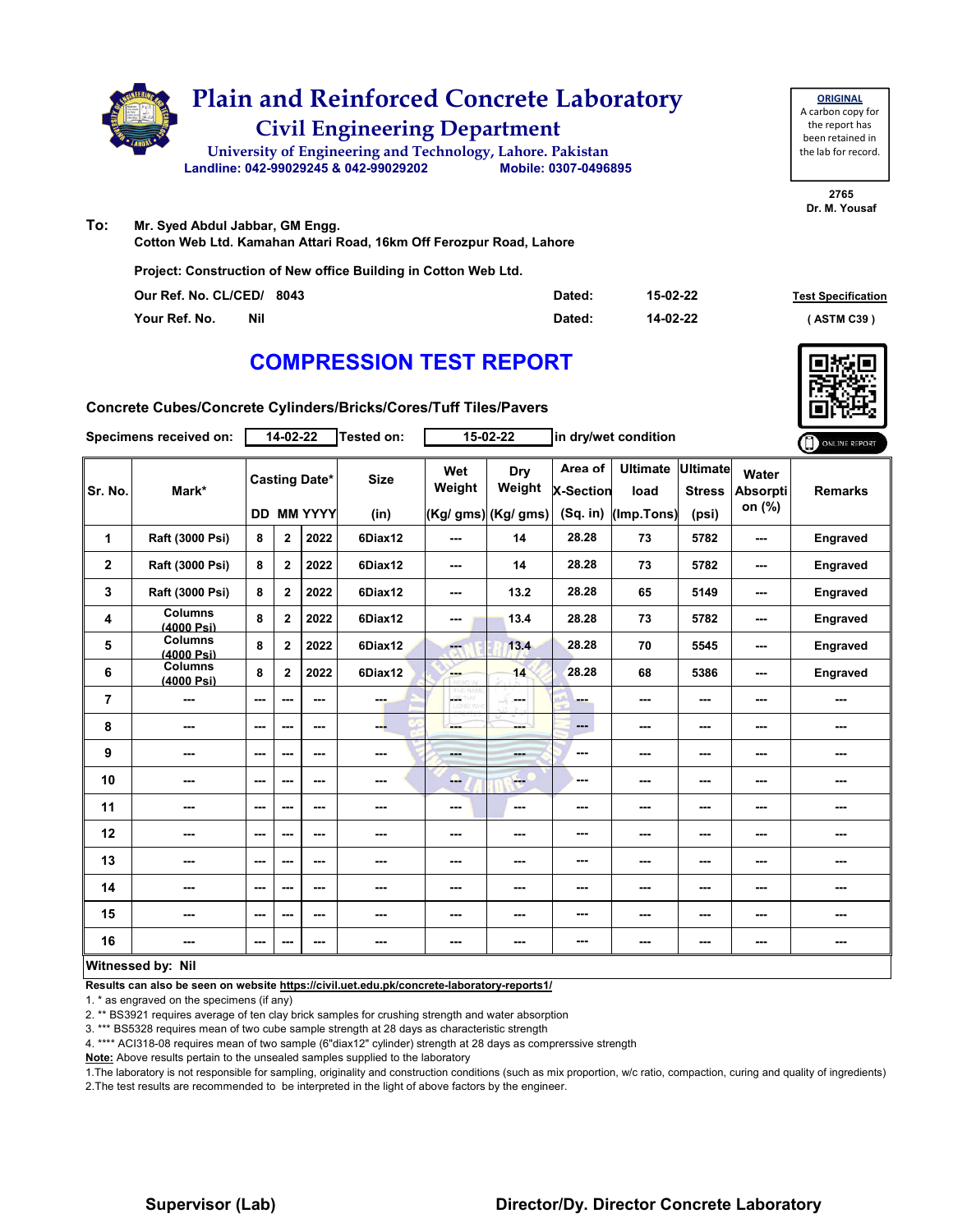# Plain and Reinforced Concrete Laboratory

## Civil Engineering Department

University of Engineering and Technology, Lahore. Pakistan
Landline: 042-99029245 & 042-99029202 Mobile: 0307-0496895

**ORIGINAL**
A carbon copy for the report has been retained in the lab for record.

2765
Dr. M. Yousaf

**To:** Mr. Syed Abdul Jabbar, GM Engg.
Cotton Web Ltd. Kamahan Attari Road, 16km Off Ferozpur Road, Lahore

Project: Construction of New office Building in Cotton Web Ltd.

Our Ref. No. CL/CED/ 8043 Dated: 15-02-22

Your Ref. No. Nil Dated: 14-02-22

Test Specification
( ASTM C39 )

## COMPRESSION TEST REPORT

**Concrete Cubes/Concrete Cylinders/Bricks/Cores/Tuff Tiles/Pavers**

Specimens received on: 14-02-22 Tested on: 15-02-22 in dry/wet condition

| Sr. No. | Mark* | Casting Date* | | | Size | Wet Weight | Dry Weight | Area of X-Section | Ultimate load | Ultimate Stress | Water Absorption (%) | Remarks |
|---|---|---|---|---|---|---|---|---|---|---|---|---|
| | | DD | MM | YYYY | (in) | (Kg/ gms) | (Kg/ gms) | (Sq. in) | (Imp.Tons) | (psi) | | |
| 1 | Raft (3000 Psi) | 8 | 2 | 2022 | 6Diax12 | --- | 14 | 28.28 | 73 | 5782 | --- | Engraved |
| 2 | Raft (3000 Psi) | 8 | 2 | 2022 | 6Diax12 | --- | 14 | 28.28 | 73 | 5782 | --- | Engraved |
| 3 | Raft (3000 Psi) | 8 | 2 | 2022 | 6Diax12 | --- | 13.2 | 28.28 | 65 | 5149 | --- | Engraved |
| 4 | Columns (4000 Psi) | 8 | 2 | 2022 | 6Diax12 | --- | 13.4 | 28.28 | 73 | 5782 | --- | Engraved |
| 5 | Columns (4000 Psi) | 8 | 2 | 2022 | 6Diax12 | --- | 13.4 | 28.28 | 70 | 5545 | --- | Engraved |
| 6 | Columns (4000 Psi) | 8 | 2 | 2022 | 6Diax12 | --- | 14 | 28.28 | 68 | 5386 | --- | Engraved |
| 7 | --- | --- | --- | --- | --- | --- | --- | --- | --- | --- | --- | --- |
| 8 | --- | --- | --- | --- | --- | --- | --- | --- | --- | --- | --- | --- |
| 9 | --- | --- | --- | --- | --- | --- | --- | --- | --- | --- | --- | --- |
| 10 | --- | --- | --- | --- | --- | --- | --- | --- | --- | --- | --- | --- |
| 11 | --- | --- | --- | --- | --- | --- | --- | --- | --- | --- | --- | --- |
| 12 | --- | --- | --- | --- | --- | --- | --- | --- | --- | --- | --- | --- |
| 13 | --- | --- | --- | --- | --- | --- | --- | --- | --- | --- | --- | --- |
| 14 | --- | --- | --- | --- | --- | --- | --- | --- | --- | --- | --- | --- |
| 15 | --- | --- | --- | --- | --- | --- | --- | --- | --- | --- | --- | --- |
| 16 | --- | --- | --- | --- | --- | --- | --- | --- | --- | --- | --- | --- |

**Witnessed by: Nil**

**Results can also be seen on website https://civil.uet.edu.pk/concrete-laboratory-reports1/**

1. * as engraved on the specimens (if any)
2. ** BS3921 requires average of ten clay brick samples for crushing strength and water absorption
3. *** BS5328 requires mean of two cube sample strength at 28 days as characteristic strength
4. **** ACI318-08 requires mean of two sample (6"diax12" cylinder) strength at 28 days as comprerssive strength

**Note:** Above results pertain to the unsealed samples supplied to the laboratory

1. The laboratory is not responsible for sampling, originality and construction conditions (such as mix proportion, w/c ratio, compaction, curing and quality of ingredients)
2. The test results are recommended to be interpreted in the light of above factors by the engineer.

**Supervisor (Lab)** **Director/Dy. Director Concrete Laboratory**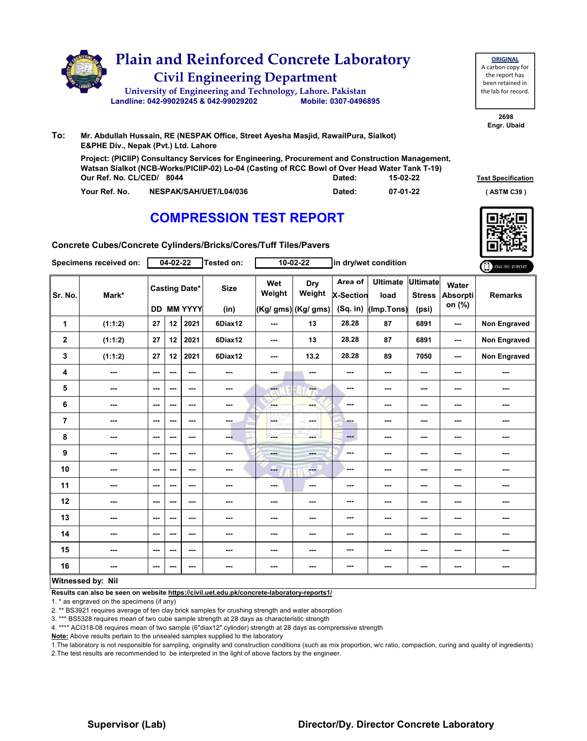# Plain and Reinforced Concrete Laboratory

## Civil Engineering Department

University of Engineering and Technology, Lahore. Pakistan

Landline: 042-99029245 & 042-99029202 Mobile: 0307-0496895

**ORIGINAL**
A carbon copy for the report has been retained in the lab for record.

**2698**
**Engr. Ubaid**

**To:** Mr. Abdullah Hussain, RE (NESPAK Office, Street Ayesha Masjid, RawailPura, Sialkot)
E&PHE Div., Nepak (Pvt.) Ltd. Lahore

Project: (PICIIP) Consultancy Services for Engineering, Procurement and Construction Management, Watsan Sialkot (NCB-Works/PICIIP-02) Lo-04 (Casting of RCC Bowl of Over Head Water Tank T-19)

Our Ref. No. CL/CED/ 8044 Dated: 15-02-22

Your Ref. No. NESPAK/SAH/UET/L04/036 Dated: 07-01-22

**Test Specification** ( ASTM C39 )

# COMPRESSION TEST REPORT

**Concrete Cubes/Concrete Cylinders/Bricks/Cores/Tuff Tiles/Pavers**

Specimens received on: 04-02-22 Tested on: 10-02-22 in dry/wet condition

| Sr. No. | Mark* | Casting Date* | | | Size | Wet Weight | Dry Weight | Area of X-Section | Ultimate load | Ultimate Stress | Water Absorption (%) | Remarks |
|---|---|---|---|---|---|---|---|---|---|---|---|---|
| | | DD | MM | YYYY | (in) | (Kg/ gms) | (Kg/ gms) | (Sq. in) | (Imp.Tons) | (psi) | | |
| 1 | (1:1:2) | 27 | 12 | 2021 | 6Diax12 | --- | 13 | 28.28 | 87 | 6891 | --- | Non Engraved |
| 2 | (1:1:2) | 27 | 12 | 2021 | 6Diax12 | --- | 13 | 28.28 | 87 | 6891 | --- | Non Engraved |
| 3 | (1:1:2) | 27 | 12 | 2021 | 6Diax12 | --- | 13.2 | 28.28 | 89 | 7050 | --- | Non Engraved |
| 4 | --- | --- | --- | --- | --- | --- | --- | --- | --- | --- | --- | --- |
| 5 | --- | --- | --- | --- | --- | --- | --- | --- | --- | --- | --- | --- |
| 6 | --- | --- | --- | --- | --- | --- | --- | --- | --- | --- | --- | --- |
| 7 | --- | --- | --- | --- | --- | --- | --- | --- | --- | --- | --- | --- |
| 8 | --- | --- | --- | --- | --- | --- | --- | --- | --- | --- | --- | --- |
| 9 | --- | --- | --- | --- | --- | --- | --- | --- | --- | --- | --- | --- |
| 10 | --- | --- | --- | --- | --- | --- | --- | --- | --- | --- | --- | --- |
| 11 | --- | --- | --- | --- | --- | --- | --- | --- | --- | --- | --- | --- |
| 12 | --- | --- | --- | --- | --- | --- | --- | --- | --- | --- | --- | --- |
| 13 | --- | --- | --- | --- | --- | --- | --- | --- | --- | --- | --- | --- |
| 14 | --- | --- | --- | --- | --- | --- | --- | --- | --- | --- | --- | --- |
| 15 | --- | --- | --- | --- | --- | --- | --- | --- | --- | --- | --- | --- |
| 16 | --- | --- | --- | --- | --- | --- | --- | --- | --- | --- | --- | --- |

**Witnessed by: Nil**

**Results can also be seen on website https://civil.uet.edu.pk/concrete-laboratory-reports1/**

1. * as engraved on the specimens (if any)
2. ** BS3921 requires average of ten clay brick samples for crushing strength and water absorption
3. *** BS5328 requires mean of two cube sample strength at 28 days as characteristic strength
4. **** ACI318-08 requires mean of two sample (6"diax12" cylinder) strength at 28 days as comprerssive strength

**Note:** Above results pertain to the unsealed samples supplied to the laboratory

1. The laboratory is not responsible for sampling, originality and construction conditions (such as mix proportion, w/c ratio, compaction, curing and quality of ingredients)
2. The test results are recommended to be interpreted in the light of above factors by the engineer.

**Supervisor (Lab)** **Director/Dy. Director Concrete Laboratory**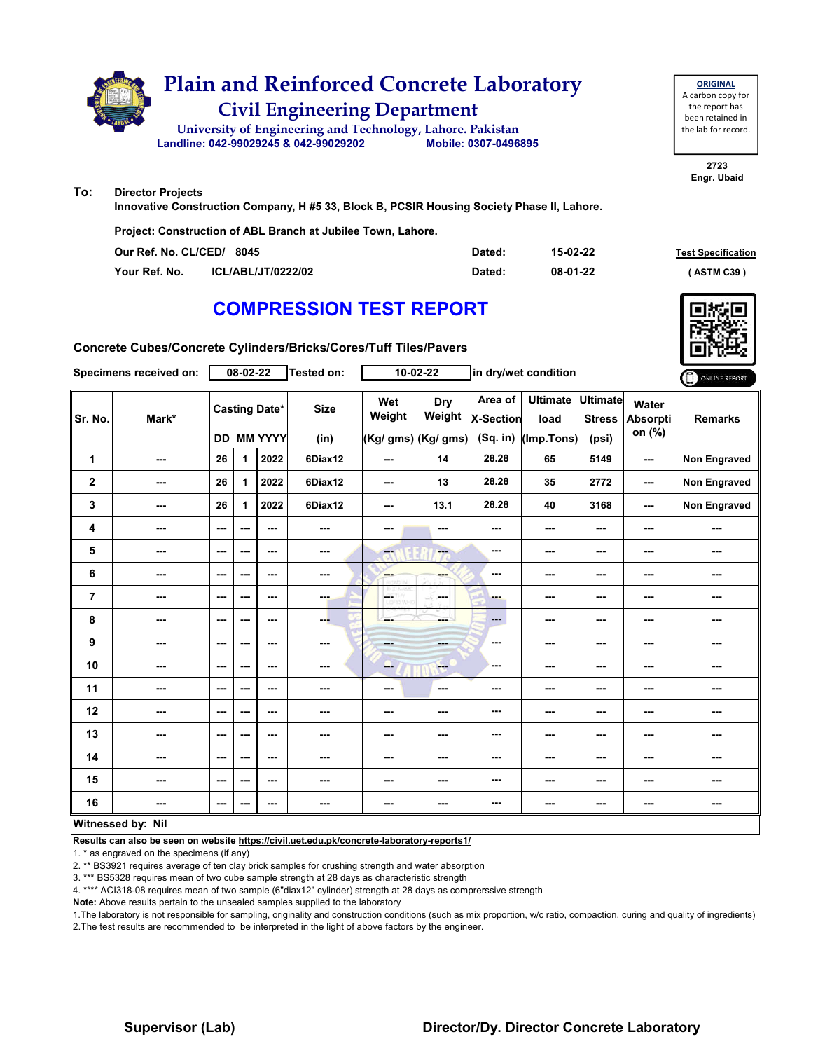# Plain and Reinforced Concrete Laboratory

## Civil Engineering Department

University of Engineering and Technology, Lahore. Pakistan

Landline: 042-99029245 & 042-99029202 Mobile: 0307-0496895

**ORIGINAL**
A carbon copy for the report has been retained in the lab for record.

2723
Engr. Ubaid

**To:** Director Projects
Innovative Construction Company, H #5 33, Block B, PCSIR Housing Society Phase II, Lahore.

Project: Construction of ABL Branch at Jubilee Town, Lahore.

Our Ref. No. CL/CED/ 8045 Dated: 15-02-22

Your Ref. No. ICL/ABL/JT/0222/02 Dated: 08-01-22

Test Specification ( ASTM C39 )

# COMPRESSION TEST REPORT

Concrete Cubes/Concrete Cylinders/Bricks/Cores/Tuff Tiles/Pavers

Specimens received on: 08-02-22 Tested on: 10-02-22 in dry/wet condition

| Sr. No. | Mark* | Casting Date* | | | Size | Wet Weight | Dry Weight | Area of X-Section | Ultimate load | Ultimate Stress | Water Absorption (%) | Remarks |
|---|---|---|---|---|---|---|---|---|---|---|---|---|
| | | DD | MM | YYYY | (in) | (Kg/ gms) | (Kg/ gms) | (Sq. in) | (Imp.Tons) | (psi) | | |
| 1 | --- | 26 | 1 | 2022 | 6Diax12 | --- | 14 | 28.28 | 65 | 5149 | --- | Non Engraved |
| 2 | --- | 26 | 1 | 2022 | 6Diax12 | --- | 13 | 28.28 | 35 | 2772 | --- | Non Engraved |
| 3 | --- | 26 | 1 | 2022 | 6Diax12 | --- | 13.1 | 28.28 | 40 | 3168 | --- | Non Engraved |
| 4 | --- | --- | --- | --- | --- | --- | --- | --- | --- | --- | --- | --- |
| 5 | --- | --- | --- | --- | --- | --- | --- | --- | --- | --- | --- | --- |
| 6 | --- | --- | --- | --- | --- | --- | --- | --- | --- | --- | --- | --- |
| 7 | --- | --- | --- | --- | --- | --- | --- | --- | --- | --- | --- | --- |
| 8 | --- | --- | --- | --- | --- | --- | --- | --- | --- | --- | --- | --- |
| 9 | --- | --- | --- | --- | --- | --- | --- | --- | --- | --- | --- | --- |
| 10 | --- | --- | --- | --- | --- | --- | --- | --- | --- | --- | --- | --- |
| 11 | --- | --- | --- | --- | --- | --- | --- | --- | --- | --- | --- | --- |
| 12 | --- | --- | --- | --- | --- | --- | --- | --- | --- | --- | --- | --- |
| 13 | --- | --- | --- | --- | --- | --- | --- | --- | --- | --- | --- | --- |
| 14 | --- | --- | --- | --- | --- | --- | --- | --- | --- | --- | --- | --- |
| 15 | --- | --- | --- | --- | --- | --- | --- | --- | --- | --- | --- | --- |
| 16 | --- | --- | --- | --- | --- | --- | --- | --- | --- | --- | --- | --- |

**Witnessed by: Nil**

**Results can also be seen on website https://civil.uet.edu.pk/concrete-laboratory-reports1/**

1. * as engraved on the specimens (if any)
2. ** BS3921 requires average of ten clay brick samples for crushing strength and water absorption
3. *** BS5328 requires mean of two cube sample strength at 28 days as characteristic strength
4. **** ACI318-08 requires mean of two sample (6"diax12" cylinder) strength at 28 days as comprerssive strength

**Note:** Above results pertain to the unsealed samples supplied to the laboratory

1.The laboratory is not responsible for sampling, originality and construction conditions (such as mix proportion, w/c ratio, compaction, curing and quality of ingredients)
2.The test results are recommended to be interpreted in the light of above factors by the engineer.

**Supervisor (Lab)** **Director/Dy. Director Concrete Laboratory**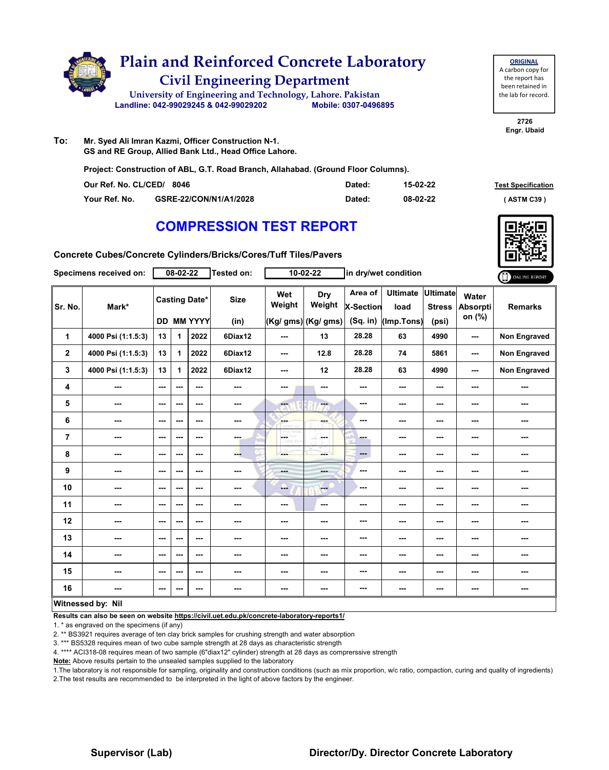# Plain and Reinforced Concrete Laboratory

## Civil Engineering Department

University of Engineering and Technology, Lahore. Pakistan

Landline: 042-99029245 & 042-99029202 Mobile: 0307-0496895

**ORIGINAL**
A carbon copy for the report has been retained in the lab for record.

2726
Engr. Ubaid

**To:** Mr. Syed Ali Imran Kazmi, Officer Construction N-1.
GS and RE Group, Allied Bank Ltd., Head Office Lahore.

**Project: Construction of ABL, G.T. Road Branch, Allahabad. (Ground Floor Columns).**

**Our Ref. No. CL/CED/ 8046** **Dated: 15-02-22**

**Your Ref. No. GSRE-22/CON/N1/A1/2028** **Dated: 08-02-22**

**Test Specification**
**( ASTM C39 )**

## COMPRESSION TEST REPORT

**Concrete Cubes/Concrete Cylinders/Bricks/Cores/Tuff Tiles/Pavers**

**Specimens received on:** 08-02-22 **Tested on:** 10-02-22 **in dry/wet condition**

| Sr. No. | Mark* | Casting Date* | | | Size | Wet Weight | Dry Weight | Area of X-Section | Ultimate load | Ultimate Stress | Water Absorption (%) | Remarks |
|---|---|---|---|---|---|---|---|---|---|---|---|---|
| | | DD | MM | YYYY | (in) | (Kg/ gms) | (Kg/ gms) | (Sq. in) | (Imp.Tons) | (psi) | | |
| 1 | 4000 Psi (1:1.5:3) | 13 | 1 | 2022 | 6Diax12 | --- | 13 | 28.28 | 63 | 4990 | --- | Non Engraved |
| 2 | 4000 Psi (1:1.5:3) | 13 | 1 | 2022 | 6Diax12 | --- | 12.8 | 28.28 | 74 | 5861 | --- | Non Engraved |
| 3 | 4000 Psi (1:1.5:3) | 13 | 1 | 2022 | 6Diax12 | --- | 12 | 28.28 | 63 | 4990 | --- | Non Engraved |
| 4 | --- | --- | --- | --- | --- | --- | --- | --- | --- | --- | --- | --- |
| 5 | --- | --- | --- | --- | --- | --- | --- | --- | --- | --- | --- | --- |
| 6 | --- | --- | --- | --- | --- | --- | --- | --- | --- | --- | --- | --- |
| 7 | --- | --- | --- | --- | --- | --- | --- | --- | --- | --- | --- | --- |
| 8 | --- | --- | --- | --- | --- | --- | --- | --- | --- | --- | --- | --- |
| 9 | --- | --- | --- | --- | --- | --- | --- | --- | --- | --- | --- | --- |
| 10 | --- | --- | --- | --- | --- | --- | --- | --- | --- | --- | --- | --- |
| 11 | --- | --- | --- | --- | --- | --- | --- | --- | --- | --- | --- | --- |
| 12 | --- | --- | --- | --- | --- | --- | --- | --- | --- | --- | --- | --- |
| 13 | --- | --- | --- | --- | --- | --- | --- | --- | --- | --- | --- | --- |
| 14 | --- | --- | --- | --- | --- | --- | --- | --- | --- | --- | --- | --- |
| 15 | --- | --- | --- | --- | --- | --- | --- | --- | --- | --- | --- | --- |
| 16 | --- | --- | --- | --- | --- | --- | --- | --- | --- | --- | --- | --- |

**Witnessed by: Nil**

**Results can also be seen on website https://civil.uet.edu.pk/concrete-laboratory-reports1/**

1. * as engraved on the specimens (if any)
2. ** BS3921 requires average of ten clay brick samples for crushing strength and water absorption
3. *** BS5328 requires mean of two cube sample strength at 28 days as characteristic strength
4. **** ACI318-08 requires mean of two sample (6"diax12" cylinder) strength at 28 days as comprerssive strength

**Note:** Above results pertain to the unsealed samples supplied to the laboratory

1.The laboratory is not responsible for sampling, originality and construction conditions (such as mix proportion, w/c ratio, compaction, curing and quality of ingredients)
2.The test results are recommended to be interpreted in the light of above factors by the engineer.

**Supervisor (Lab)** **Director/Dy. Director Concrete Laboratory**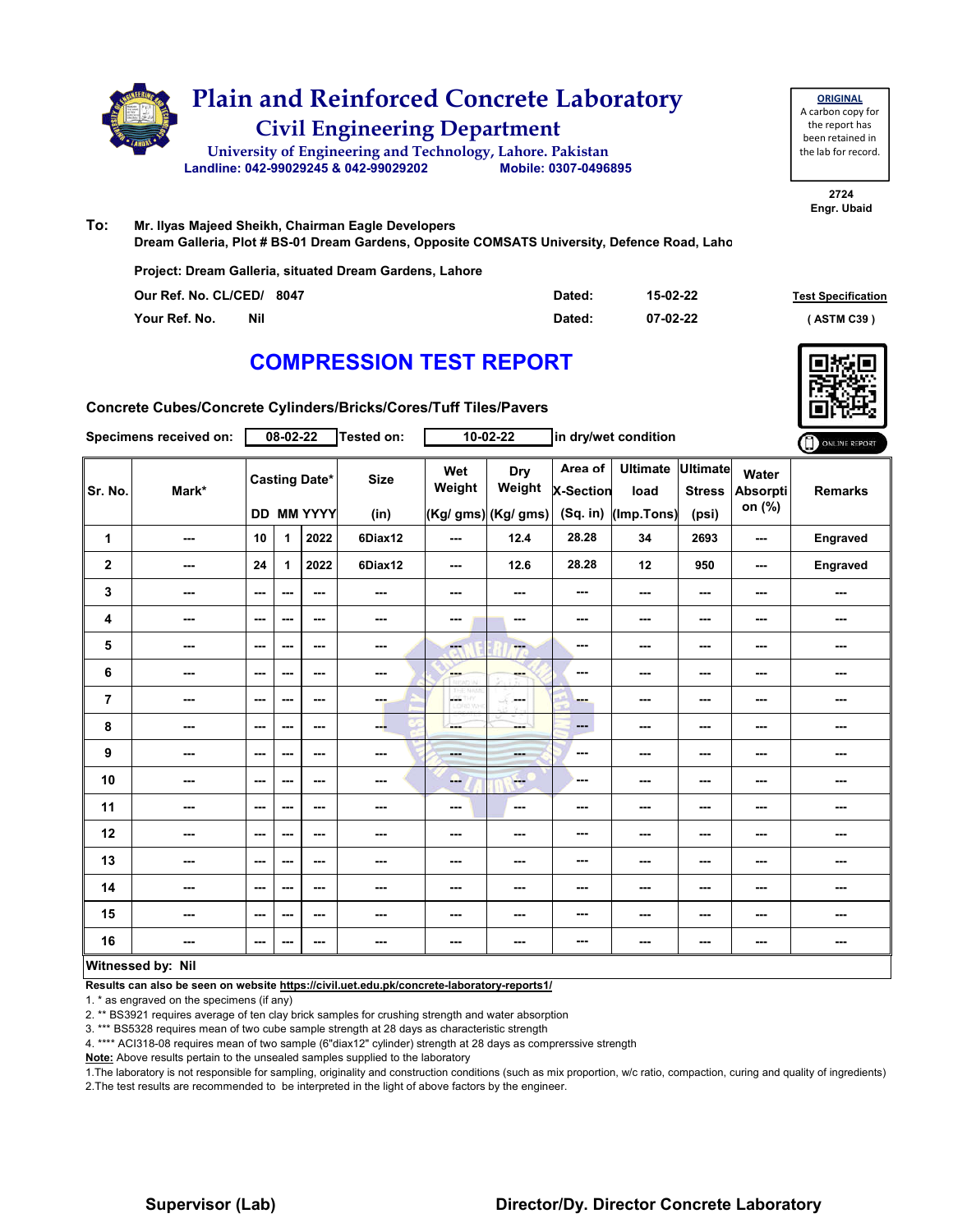# Plain and Reinforced Concrete Laboratory

## Civil Engineering Department

University of Engineering and Technology, Lahore. Pakistan

Landline: 042-99029245 & 042-99029202 Mobile: 0307-0496895

**ORIGINAL**
A carbon copy for the report has been retained in the lab for record.

2724
Engr. Ubaid

**To:** Mr. Ilyas Majeed Sheikh, Chairman Eagle Developers
Dream Galleria, Plot # BS-01 Dream Gardens, Opposite COMSATS University, Defence Road, Laho

Project: Dream Galleria, situated Dream Gardens, Lahore

Our Ref. No. CL/CED/ 8047 Dated: 15-02-22

Your Ref. No. Nil Dated: 07-02-22

Test Specification ( ASTM C39 )

## COMPRESSION TEST REPORT

**Concrete Cubes/Concrete Cylinders/Bricks/Cores/Tuff Tiles/Pavers**

Specimens received on: 08-02-22 Tested on: 10-02-22 in dry/wet condition

ONLINE REPORT

| Sr. No. | Mark* | Casting Date* | | | Size | Wet Weight | Dry Weight | Area of X-Section | Ultimate load | Ultimate Stress | Water Absorption (%) | Remarks |
|---|---|---|---|---|---|---|---|---|---|---|---|---|
| | | DD | MM | YYYY | (in) | (Kg/ gms) | (Kg/ gms) | (Sq. in) | (Imp.Tons) | (psi) | | |
| 1 | --- | 10 | 1 | 2022 | 6Diax12 | --- | 12.4 | 28.28 | 34 | 2693 | --- | Engraved |
| 2 | --- | 24 | 1 | 2022 | 6Diax12 | --- | 12.6 | 28.28 | 12 | 950 | --- | Engraved |
| 3 | --- | --- | --- | --- | --- | --- | --- | --- | --- | --- | --- | --- |
| 4 | --- | --- | --- | --- | --- | --- | --- | --- | --- | --- | --- | --- |
| 5 | --- | --- | --- | --- | --- | --- | --- | --- | --- | --- | --- | --- |
| 6 | --- | --- | --- | --- | --- | --- | --- | --- | --- | --- | --- | --- |
| 7 | --- | --- | --- | --- | --- | --- | --- | --- | --- | --- | --- | --- |
| 8 | --- | --- | --- | --- | --- | --- | --- | --- | --- | --- | --- | --- |
| 9 | --- | --- | --- | --- | --- | --- | --- | --- | --- | --- | --- | --- |
| 10 | --- | --- | --- | --- | --- | --- | --- | --- | --- | --- | --- | --- |
| 11 | --- | --- | --- | --- | --- | --- | --- | --- | --- | --- | --- | --- |
| 12 | --- | --- | --- | --- | --- | --- | --- | --- | --- | --- | --- | --- |
| 13 | --- | --- | --- | --- | --- | --- | --- | --- | --- | --- | --- | --- |
| 14 | --- | --- | --- | --- | --- | --- | --- | --- | --- | --- | --- | --- |
| 15 | --- | --- | --- | --- | --- | --- | --- | --- | --- | --- | --- | --- |
| 16 | --- | --- | --- | --- | --- | --- | --- | --- | --- | --- | --- | --- |

**Witnessed by: Nil**

**Results can also be seen on website https://civil.uet.edu.pk/concrete-laboratory-reports1/**

1. * as engraved on the specimens (if any)
2. ** BS3921 requires average of ten clay brick samples for crushing strength and water absorption
3. *** BS5328 requires mean of two cube sample strength at 28 days as characteristic strength
4. **** ACI318-08 requires mean of two sample (6"diax12" cylinder) strength at 28 days as comprerssive strength

**Note:** Above results pertain to the unsealed samples supplied to the laboratory

1.The laboratory is not responsible for sampling, originality and construction conditions (such as mix proportion, w/c ratio, compaction, curing and quality of ingredients)
2.The test results are recommended to be interpreted in the light of above factors by the engineer.

**Supervisor (Lab)** **Director/Dy. Director Concrete Laboratory**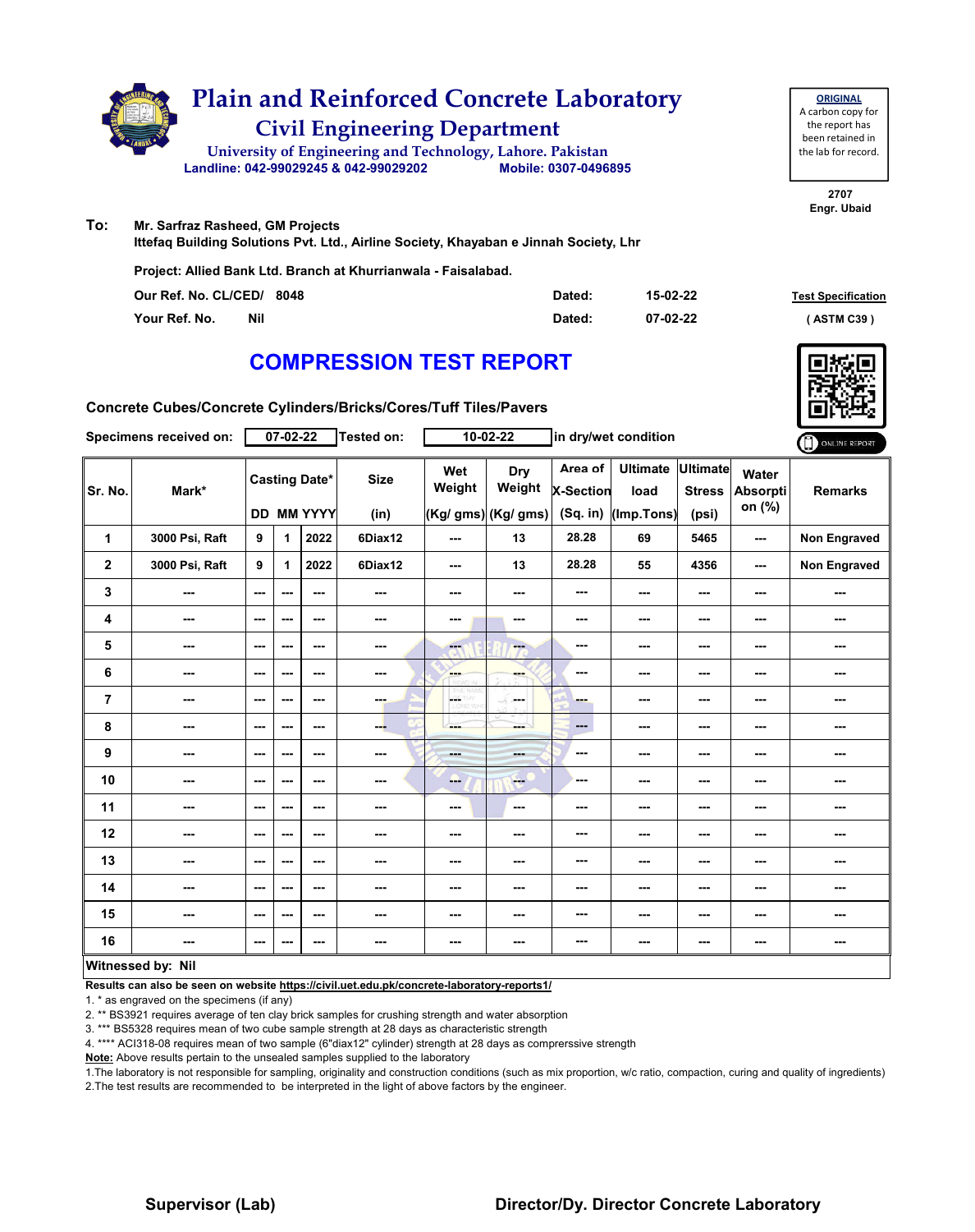# Plain and Reinforced Concrete Laboratory

## Civil Engineering Department

University of Engineering and Technology, Lahore. Pakistan

Landline: 042-99029245 & 042-99029202 Mobile: 0307-0496895

**ORIGINAL**
A carbon copy for the report has been retained in the lab for record.

2707
Engr. Ubaid

**To:** Mr. Sarfraz Rasheed, GM Projects
Ittefaq Building Solutions Pvt. Ltd., Airline Society, Khayaban e Jinnah Society, Lhr

Project: Allied Bank Ltd. Branch at Khurrianwala - Faisalabad.

Our Ref. No. CL/CED/ 8048 Dated: 15-02-22

Your Ref. No. Nil Dated: 07-02-22

Test Specification (ASTM C39)

## COMPRESSION TEST REPORT

Concrete Cubes/Concrete Cylinders/Bricks/Cores/Tuff Tiles/Pavers

Specimens received on: 07-02-22 Tested on: 10-02-22 in dry/wet condition

| Sr. No. | Mark* | Casting Date* DD | MM | YYYY | Size (in) | Wet Weight (Kg/ gms) | Dry Weight (Kg/ gms) | Area of X-Section (Sq. in) | Ultimate load (Imp.Tons) | Ultimate Stress (psi) | Water Absorption (%) | Remarks |
|---|---|---|---|---|---|---|---|---|---|---|---|---|
| 1 | 3000 Psi, Raft | 9 | 1 | 2022 | 6Diax12 | --- | 13 | 28.28 | 69 | 5465 | --- | Non Engraved |
| 2 | 3000 Psi, Raft | 9 | 1 | 2022 | 6Diax12 | --- | 13 | 28.28 | 55 | 4356 | --- | Non Engraved |
| 3 | --- | --- | --- | --- | --- | --- | --- | --- | --- | --- | --- | --- |
| 4 | --- | --- | --- | --- | --- | --- | --- | --- | --- | --- | --- | --- |
| 5 | --- | --- | --- | --- | --- | --- | --- | --- | --- | --- | --- | --- |
| 6 | --- | --- | --- | --- | --- | --- | --- | --- | --- | --- | --- | --- |
| 7 | --- | --- | --- | --- | --- | --- | --- | --- | --- | --- | --- | --- |
| 8 | --- | --- | --- | --- | --- | --- | --- | --- | --- | --- | --- | --- |
| 9 | --- | --- | --- | --- | --- | --- | --- | --- | --- | --- | --- | --- |
| 10 | --- | --- | --- | --- | --- | --- | --- | --- | --- | --- | --- | --- |
| 11 | --- | --- | --- | --- | --- | --- | --- | --- | --- | --- | --- | --- |
| 12 | --- | --- | --- | --- | --- | --- | --- | --- | --- | --- | --- | --- |
| 13 | --- | --- | --- | --- | --- | --- | --- | --- | --- | --- | --- | --- |
| 14 | --- | --- | --- | --- | --- | --- | --- | --- | --- | --- | --- | --- |
| 15 | --- | --- | --- | --- | --- | --- | --- | --- | --- | --- | --- | --- |
| 16 | --- | --- | --- | --- | --- | --- | --- | --- | --- | --- | --- | --- |

**Witnessed by: Nil**

**Results can also be seen on website https://civil.uet.edu.pk/concrete-laboratory-reports1/**

1. * as engraved on the specimens (if any)
2. ** BS3921 requires average of ten clay brick samples for crushing strength and water absorption
3. *** BS5328 requires mean of two cube sample strength at 28 days as characteristic strength
4. **** ACI318-08 requires mean of two sample (6"diax12" cylinder) strength at 28 days as comprerssive strength

**Note:** Above results pertain to the unsealed samples supplied to the laboratory

1.The laboratory is not responsible for sampling, originality and construction conditions (such as mix proportion, w/c ratio, compaction, curing and quality of ingredients)
2.The test results are recommended to be interpreted in the light of above factors by the engineer.

**Supervisor (Lab)** **Director/Dy. Director Concrete Laboratory**